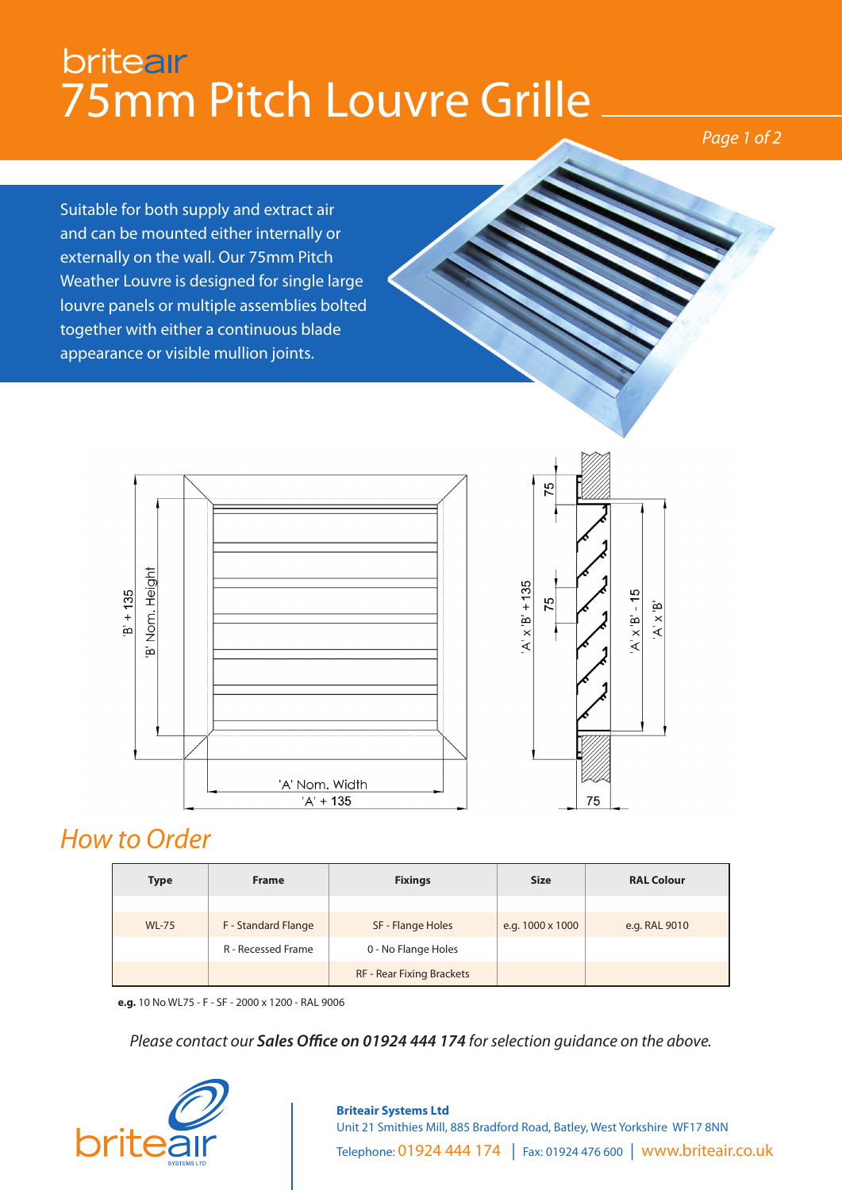# briteair
# 75mm Pitch Louvre Grille

Suitable for both supply and extract air and can be mounted either internally or externally on the wall. Our 75mm Pitch Weather Louvre is designed for single large louvre panels or multiple assemblies bolted together with either a continuous blade appearance or visible mullion joints.

'B' + 135

'B' Nom. Height

'A' Nom. Width

'A' + 135

75

'A' x 'B' + 135

75

'A' x 'B' - 15

'A' x 'B'

75

## How to Order

| Type | Frame | Fixings | Size | RAL Colour |
|---|---|---|---|---|
| | | | | |
| WL-75 | F - Standard Flange | SF - Flange Holes | e.g. 1000 x 1000 | e.g. RAL 9010 |
| | R - Recessed Frame | 0 - No Flange Holes | | |
| | | RF - Rear Fixing Brackets | | |

**e.g.** 10 No WL75 - F - SF - 2000 x 1200 - RAL 9006

*Please contact our **Sales Office on 01924 444 174** for selection guidance on the above.*

briteair SYSTEMS LTD

**Briteair Systems Ltd**
Unit 21 Smithies Mill, 885 Bradford Road, Batley, West Yorkshire WF17 8NN
Telephone: 01924 444 174 | Fax: 01924 476 600 | www.briteair.co.uk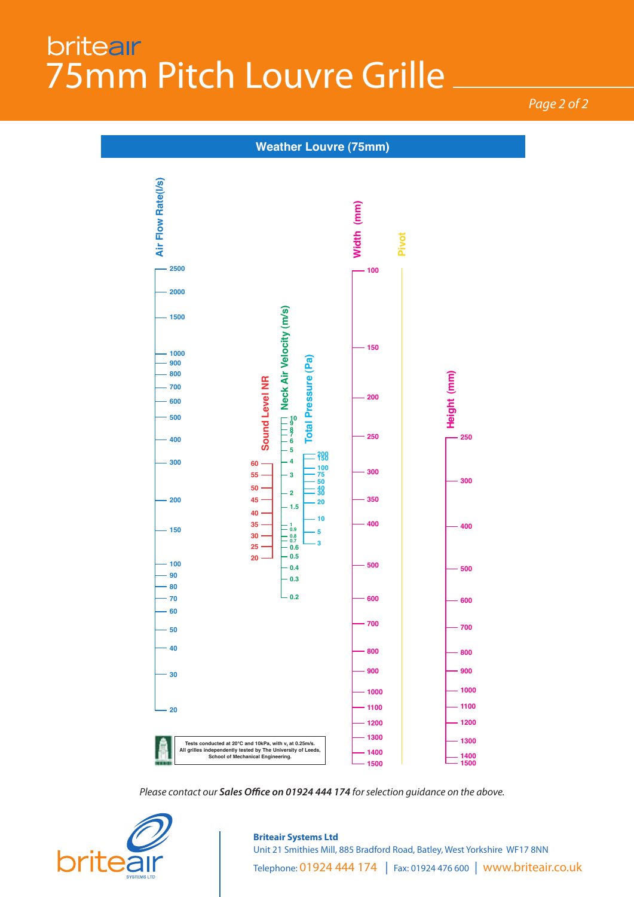# briteair

# 75mm Pitch Louvre Grille

## Weather Louvre (75mm)

Air Flow Rate(l/s)

2500
2000
1500
1000
900
800
700
600
500
400
300
200
150
100
90
80
70
60
50
40
30
20

Sound Level NR

60
55
50
45
40
35
30
25
20

Neck Air Velocity (m/s)

10
9
8
7
6
5
4
3
2
1.5
1
0.9
0.8
0.7
0.6
0.5
0.4
0.3
0.2

Total Pressure (Pa)

200
150
100
75
50
40
30
20
10
5
3

Width (mm)

100
150
200
250
300
350
400
500
600
700
800
900
1000
1100
1200
1300
1400
1500

Pivot

Height (mm)

250
300
400
500
600
700
800
900
1000
1100
1200
1300
1400
1500

Tests conducted at 20°C and 10kPa, with $v_t$ at 0.25m/s.
All grilles independently tested by The University of Leeds, School of Mechanical Engineering.

*Please contact our **Sales Office on 01924 444 174** for selection guidance on the above.*

briteair SYSTEMS LTD

**Briteair Systems Ltd**
Unit 21 Smithies Mill, 885 Bradford Road, Batley, West Yorkshire WF17 8NN
Telephone: 01924 444 174 | Fax: 01924 476 600 | www.briteair.co.uk